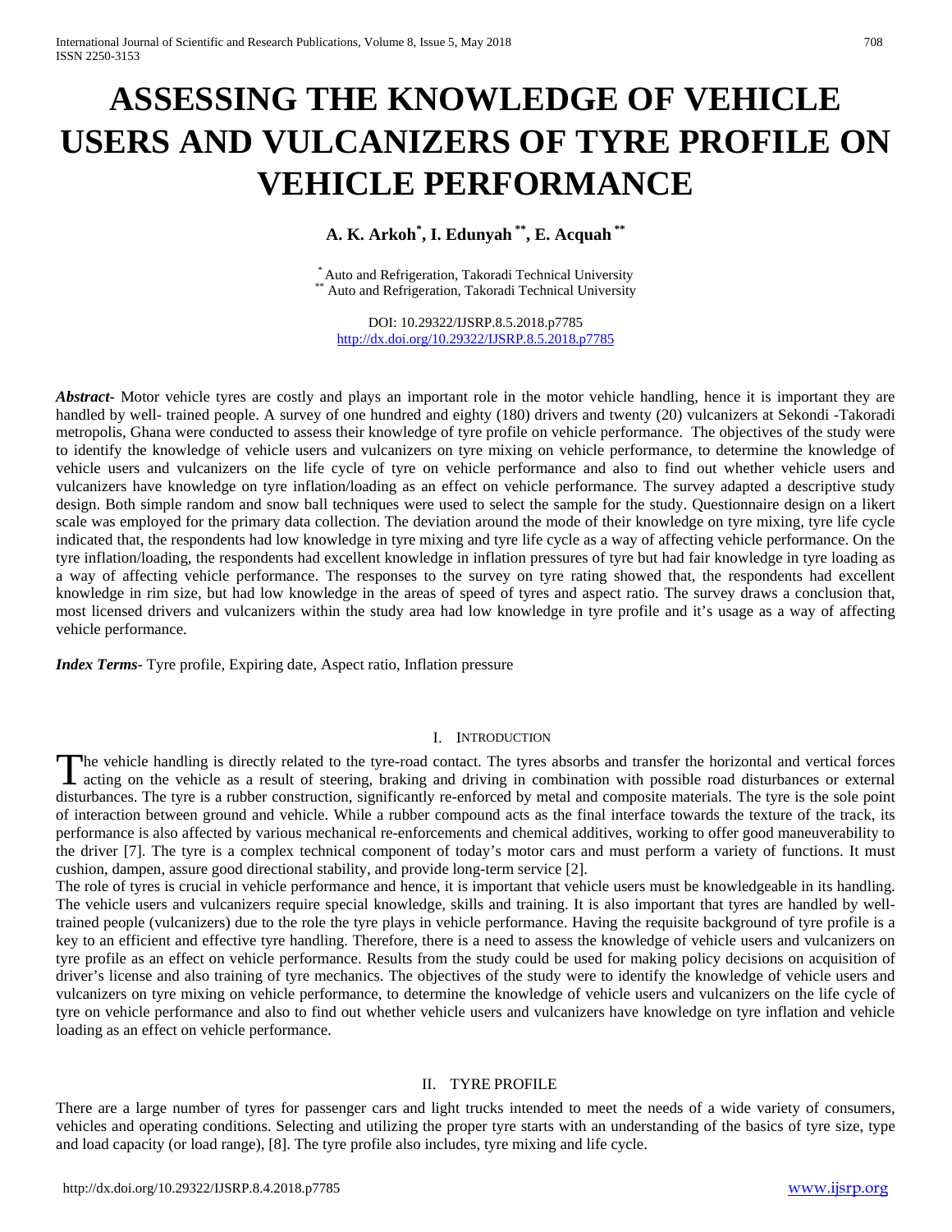# ASSESSING THE KNOWLEDGE OF VEHICLE USERS AND VULCANIZERS OF TYRE PROFILE ON VEHICLE PERFORMANCE

**A. K. Arkoh[*], I. Edunyah [**], E. Acquah [**]**

[*] Auto and Refrigeration, Takoradi Technical University
[**] Auto and Refrigeration, Takoradi Technical University

DOI: 10.29322/IJSRP.8.5.2018.p7785
http://dx.doi.org/10.29322/IJSRP.8.5.2018.p7785

***Abstract-*** Motor vehicle tyres are costly and plays an important role in the motor vehicle handling, hence it is important they are handled by well- trained people. A survey of one hundred and eighty (180) drivers and twenty (20) vulcanizers at Sekondi -Takoradi metropolis, Ghana were conducted to assess their knowledge of tyre profile on vehicle performance. The objectives of the study were to identify the knowledge of vehicle users and vulcanizers on tyre mixing on vehicle performance, to determine the knowledge of vehicle users and vulcanizers on the life cycle of tyre on vehicle performance and also to find out whether vehicle users and vulcanizers have knowledge on tyre inflation/loading as an effect on vehicle performance. The survey adapted a descriptive study design. Both simple random and snow ball techniques were used to select the sample for the study. Questionnaire design on a likert scale was employed for the primary data collection. The deviation around the mode of their knowledge on tyre mixing, tyre life cycle indicated that, the respondents had low knowledge in tyre mixing and tyre life cycle as a way of affecting vehicle performance. On the tyre inflation/loading, the respondents had excellent knowledge in inflation pressures of tyre but had fair knowledge in tyre loading as a way of affecting vehicle performance. The responses to the survey on tyre rating showed that, the respondents had excellent knowledge in rim size, but had low knowledge in the areas of speed of tyres and aspect ratio. The survey draws a conclusion that, most licensed drivers and vulcanizers within the study area had low knowledge in tyre profile and it's usage as a way of affecting vehicle performance.

***Index Terms***- Tyre profile, Expiring date, Aspect ratio, Inflation pressure

## I. INTRODUCTION

The vehicle handling is directly related to the tyre-road contact. The tyres absorbs and transfer the horizontal and vertical forces acting on the vehicle as a result of steering, braking and driving in combination with possible road disturbances or external disturbances. The tyre is a rubber construction, significantly re-enforced by metal and composite materials. The tyre is the sole point of interaction between ground and vehicle. While a rubber compound acts as the final interface towards the texture of the track, its performance is also affected by various mechanical re-enforcements and chemical additives, working to offer good maneuverability to the driver [7]. The tyre is a complex technical component of today's motor cars and must perform a variety of functions. It must cushion, dampen, assure good directional stability, and provide long-term service [2].

The role of tyres is crucial in vehicle performance and hence, it is important that vehicle users must be knowledgeable in its handling. The vehicle users and vulcanizers require special knowledge, skills and training. It is also important that tyres are handled by well-trained people (vulcanizers) due to the role the tyre plays in vehicle performance. Having the requisite background of tyre profile is a key to an efficient and effective tyre handling. Therefore, there is a need to assess the knowledge of vehicle users and vulcanizers on tyre profile as an effect on vehicle performance. Results from the study could be used for making policy decisions on acquisition of driver's license and also training of tyre mechanics. The objectives of the study were to identify the knowledge of vehicle users and vulcanizers on tyre mixing on vehicle performance, to determine the knowledge of vehicle users and vulcanizers on the life cycle of tyre on vehicle performance and also to find out whether vehicle users and vulcanizers have knowledge on tyre inflation and vehicle loading as an effect on vehicle performance.

## II. TYRE PROFILE

There are a large number of tyres for passenger cars and light trucks intended to meet the needs of a wide variety of consumers, vehicles and operating conditions. Selecting and utilizing the proper tyre starts with an understanding of the basics of tyre size, type and load capacity (or load range), [8]. The tyre profile also includes, tyre mixing and life cycle.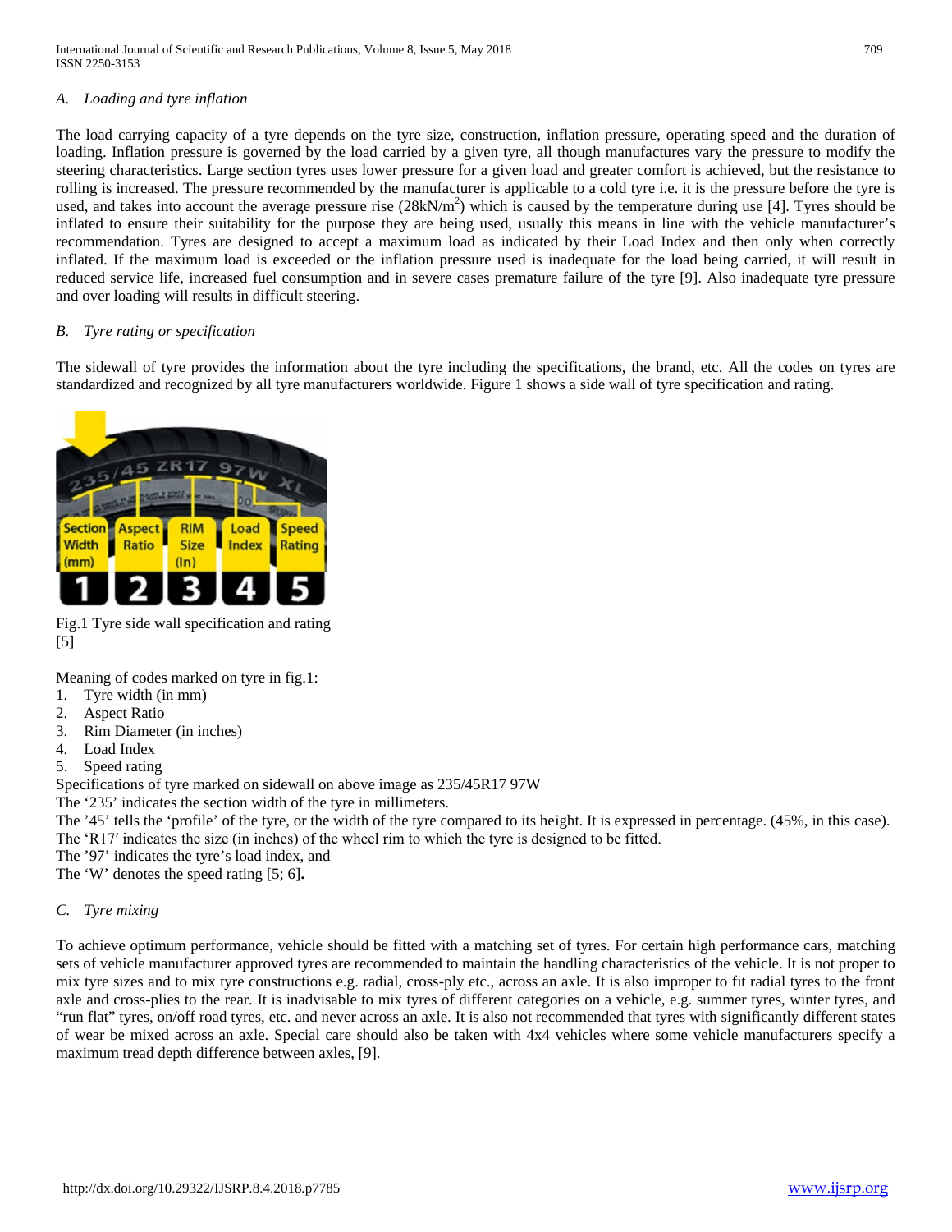### *A. Loading and tyre inflation*

The load carrying capacity of a tyre depends on the tyre size, construction, inflation pressure, operating speed and the duration of loading. Inflation pressure is governed by the load carried by a given tyre, all though manufactures vary the pressure to modify the steering characteristics. Large section tyres uses lower pressure for a given load and greater comfort is achieved, but the resistance to rolling is increased. The pressure recommended by the manufacturer is applicable to a cold tyre i.e. it is the pressure before the tyre is used, and takes into account the average pressure rise ($28kN/m^2$) which is caused by the temperature during use [4]. Tyres should be inflated to ensure their suitability for the purpose they are being used, usually this means in line with the vehicle manufacturer's recommendation. Tyres are designed to accept a maximum load as indicated by their Load Index and then only when correctly inflated. If the maximum load is exceeded or the inflation pressure used is inadequate for the load being carried, it will result in reduced service life, increased fuel consumption and in severe cases premature failure of the tyre [9]. Also inadequate tyre pressure and over loading will results in difficult steering.

### *B. Tyre rating or specification*

The sidewall of tyre provides the information about the tyre including the specifications, the brand, etc. All the codes on tyres are standardized and recognized by all tyre manufacturers worldwide. Figure 1 shows a side wall of tyre specification and rating.

Fig.1 Tyre side wall specification and rating [5]

Meaning of codes marked on tyre in fig.1:

1. Tyre width (in mm)
2. Aspect Ratio
3. Rim Diameter (in inches)
4. Load Index
5. Speed rating

Specifications of tyre marked on sidewall on above image as 235/45R17 97W

The '235' indicates the section width of the tyre in millimeters.

The '45' tells the 'profile' of the tyre, or the width of the tyre compared to its height. It is expressed in percentage. (45%, in this case).

The 'R17′ indicates the size (in inches) of the wheel rim to which the tyre is designed to be fitted.

The '97' indicates the tyre's load index, and

The 'W' denotes the speed rating [5; 6].

### *C. Tyre mixing*

To achieve optimum performance, vehicle should be fitted with a matching set of tyres. For certain high performance cars, matching sets of vehicle manufacturer approved tyres are recommended to maintain the handling characteristics of the vehicle. It is not proper to mix tyre sizes and to mix tyre constructions e.g. radial, cross-ply etc., across an axle. It is also improper to fit radial tyres to the front axle and cross-plies to the rear. It is inadvisable to mix tyres of different categories on a vehicle, e.g. summer tyres, winter tyres, and "run flat" tyres, on/off road tyres, etc. and never across an axle. It is also not recommended that tyres with significantly different states of wear be mixed across an axle. Special care should also be taken with 4x4 vehicles where some vehicle manufacturers specify a maximum tread depth difference between axles, [9].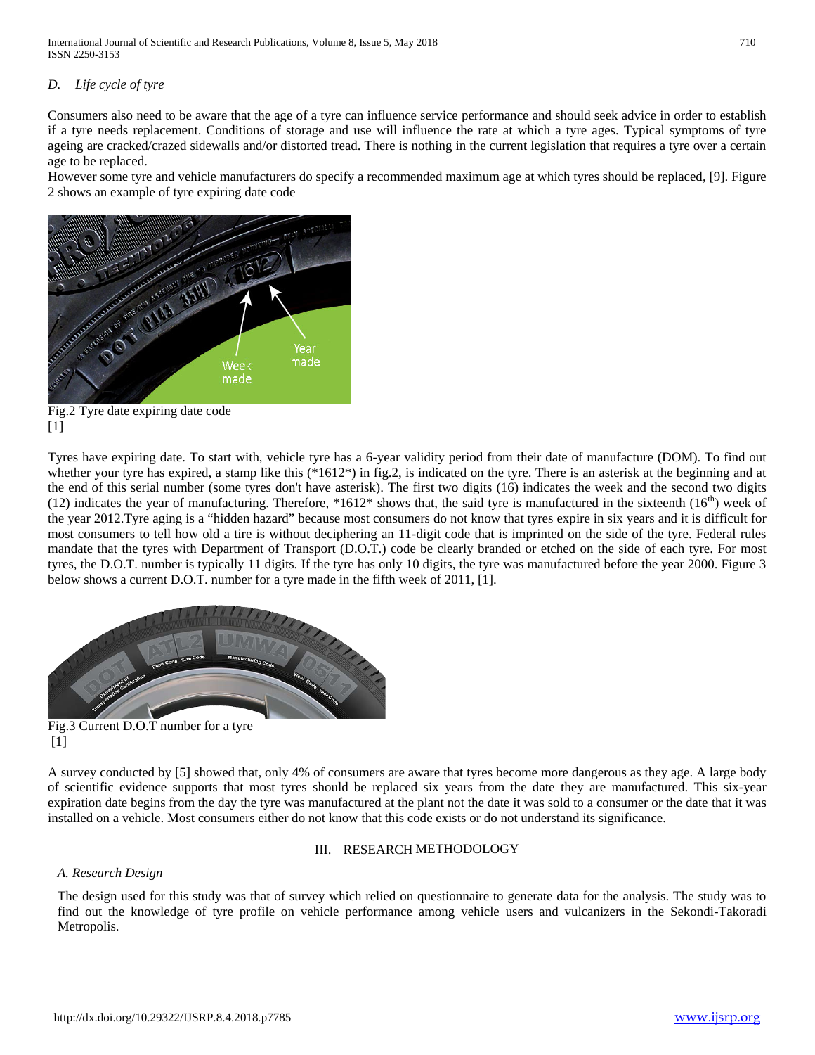*D. Life cycle of tyre*

Consumers also need to be aware that the age of a tyre can influence service performance and should seek advice in order to establish if a tyre needs replacement. Conditions of storage and use will influence the rate at which a tyre ages. Typical symptoms of tyre ageing are cracked/crazed sidewalls and/or distorted tread. There is nothing in the current legislation that requires a tyre over a certain age to be replaced.

However some tyre and vehicle manufacturers do specify a recommended maximum age at which tyres should be replaced, [9]. Figure 2 shows an example of tyre expiring date code

Fig.2 Tyre date expiring date code
[1]

Tyres have expiring date. To start with, vehicle tyre has a 6-year validity period from their date of manufacture (DOM). To find out whether your tyre has expired, a stamp like this (*1612*) in fig.2, is indicated on the tyre. There is an asterisk at the beginning and at the end of this serial number (some tyres don't have asterisk). The first two digits (16) indicates the week and the second two digits (12) indicates the year of manufacturing. Therefore, *1612* shows that, the said tyre is manufactured in the sixteenth (16th) week of the year 2012.Tyre aging is a "hidden hazard" because most consumers do not know that tyres expire in six years and it is difficult for most consumers to tell how old a tire is without deciphering an 11-digit code that is imprinted on the side of the tyre. Federal rules mandate that the tyres with Department of Transport (D.O.T.) code be clearly branded or etched on the side of each tyre. For most tyres, the D.O.T. number is typically 11 digits. If the tyre has only 10 digits, the tyre was manufactured before the year 2000. Figure 3 below shows a current D.O.T. number for a tyre made in the fifth week of 2011, [1].

Fig.3 Current D.O.T number for a tyre
[1]

A survey conducted by [5] showed that, only 4% of consumers are aware that tyres become more dangerous as they age. A large body of scientific evidence supports that most tyres should be replaced six years from the date they are manufactured. This six-year expiration date begins from the day the tyre was manufactured at the plant not the date it was sold to a consumer or the date that it was installed on a vehicle. Most consumers either do not know that this code exists or do not understand its significance.

## III. RESEARCH METHODOLOGY

*A. Research Design*

The design used for this study was that of survey which relied on questionnaire to generate data for the analysis. The study was to find out the knowledge of tyre profile on vehicle performance among vehicle users and vulcanizers in the Sekondi-Takoradi Metropolis.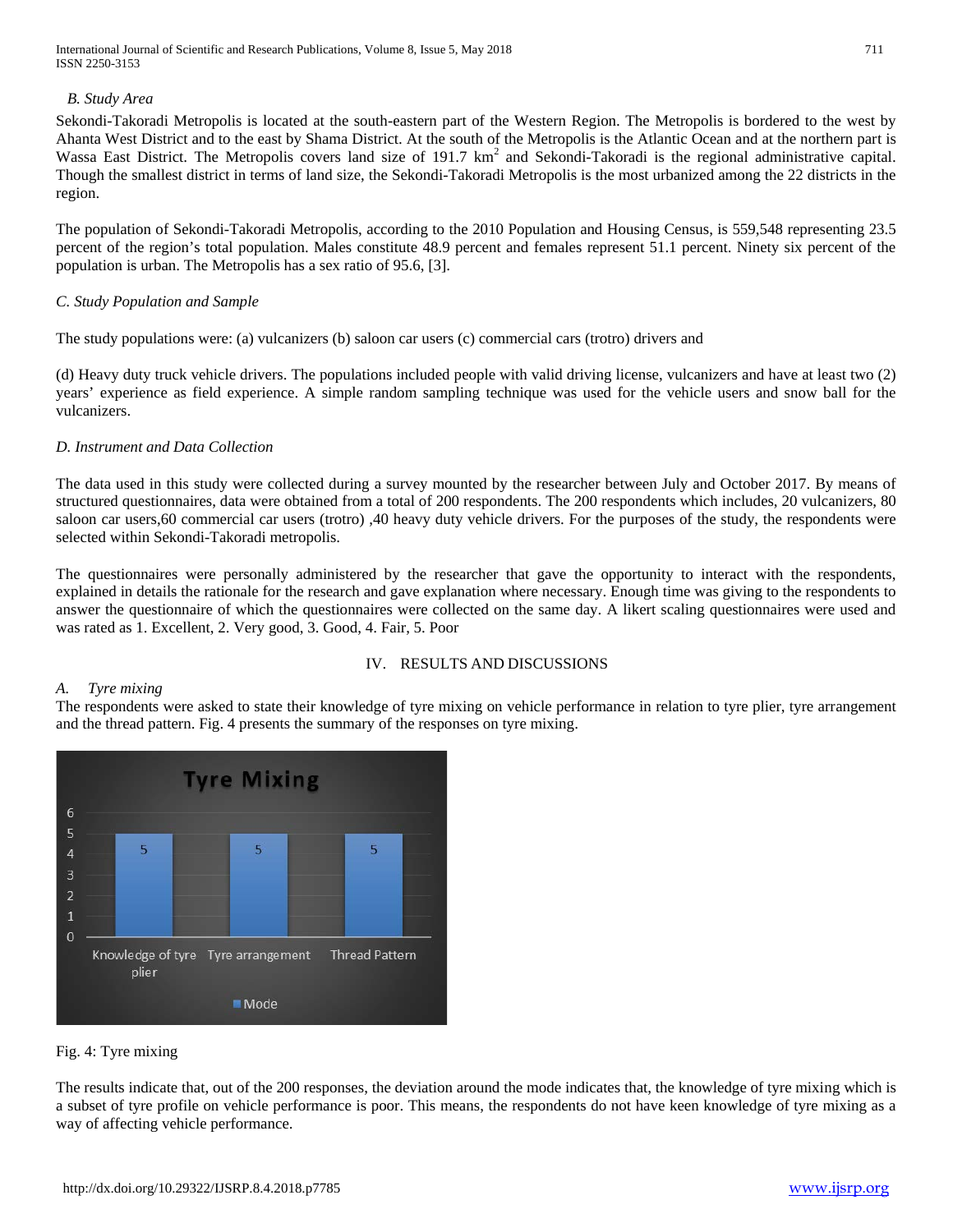### B. Study Area

Sekondi-Takoradi Metropolis is located at the south-eastern part of the Western Region. The Metropolis is bordered to the west by Ahanta West District and to the east by Shama District. At the south of the Metropolis is the Atlantic Ocean and at the northern part is Wassa East District. The Metropolis covers land size of 191.7 $km^2$ and Sekondi-Takoradi is the regional administrative capital. Though the smallest district in terms of land size, the Sekondi-Takoradi Metropolis is the most urbanized among the 22 districts in the region.

The population of Sekondi-Takoradi Metropolis, according to the 2010 Population and Housing Census, is 559,548 representing 23.5 percent of the region's total population. Males constitute 48.9 percent and females represent 51.1 percent. Ninety six percent of the population is urban. The Metropolis has a sex ratio of 95.6, [3].

### C. Study Population and Sample

The study populations were: (a) vulcanizers (b) saloon car users (c) commercial cars (trotro) drivers and

(d) Heavy duty truck vehicle drivers. The populations included people with valid driving license, vulcanizers and have at least two (2) years' experience as field experience. A simple random sampling technique was used for the vehicle users and snow ball for the vulcanizers.

### D. Instrument and Data Collection

The data used in this study were collected during a survey mounted by the researcher between July and October 2017. By means of structured questionnaires, data were obtained from a total of 200 respondents. The 200 respondents which includes, 20 vulcanizers, 80 saloon car users,60 commercial car users (trotro) ,40 heavy duty vehicle drivers. For the purposes of the study, the respondents were selected within Sekondi-Takoradi metropolis.

The questionnaires were personally administered by the researcher that gave the opportunity to interact with the respondents, explained in details the rationale for the research and gave explanation where necessary. Enough time was giving to the respondents to answer the questionnaire of which the questionnaires were collected on the same day. A likert scaling questionnaires were used and was rated as 1. Excellent, 2. Very good, 3. Good, 4. Fair, 5. Poor

## IV. RESULTS AND DISCUSSIONS

### A. Tyre mixing

The respondents were asked to state their knowledge of tyre mixing on vehicle performance in relation to tyre plier, tyre arrangement and the thread pattern. Fig. 4 presents the summary of the responses on tyre mixing.

Fig. 4: Tyre mixing

The results indicate that, out of the 200 responses, the deviation around the mode indicates that, the knowledge of tyre mixing which is a subset of tyre profile on vehicle performance is poor. This means, the respondents do not have keen knowledge of tyre mixing as a way of affecting vehicle performance.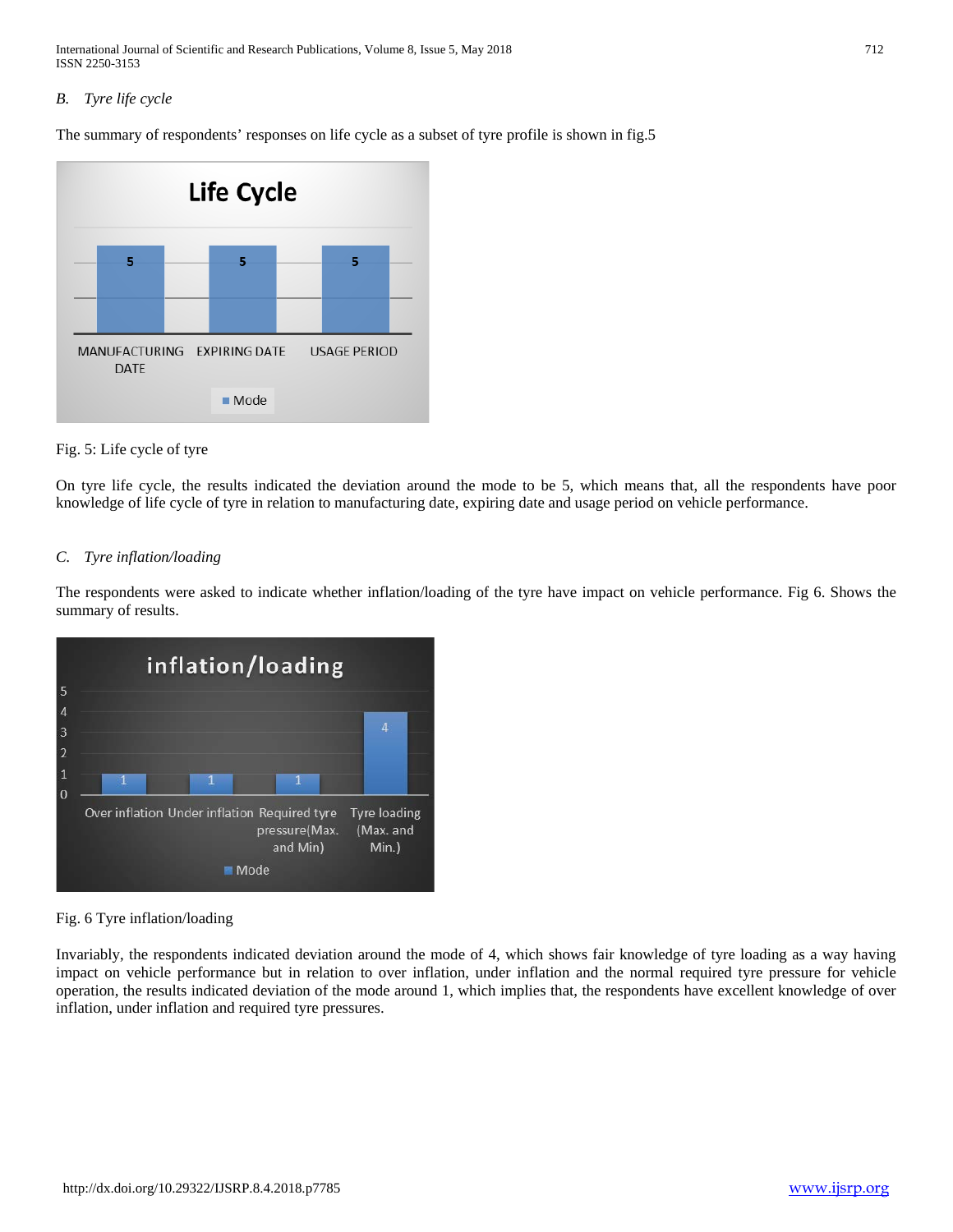### B. *Tyre life cycle*

The summary of respondents' responses on life cycle as a subset of tyre profile is shown in fig.5

Fig. 5: Life cycle of tyre

On tyre life cycle, the results indicated the deviation around the mode to be 5, which means that, all the respondents have poor knowledge of life cycle of tyre in relation to manufacturing date, expiring date and usage period on vehicle performance.

### C. *Tyre inflation/loading*

The respondents were asked to indicate whether inflation/loading of the tyre have impact on vehicle performance. Fig 6. Shows the summary of results.

Fig. 6 Tyre inflation/loading

Invariably, the respondents indicated deviation around the mode of 4, which shows fair knowledge of tyre loading as a way having impact on vehicle performance but in relation to over inflation, under inflation and the normal required tyre pressure for vehicle operation, the results indicated deviation of the mode around 1, which implies that, the respondents have excellent knowledge of over inflation, under inflation and required tyre pressures.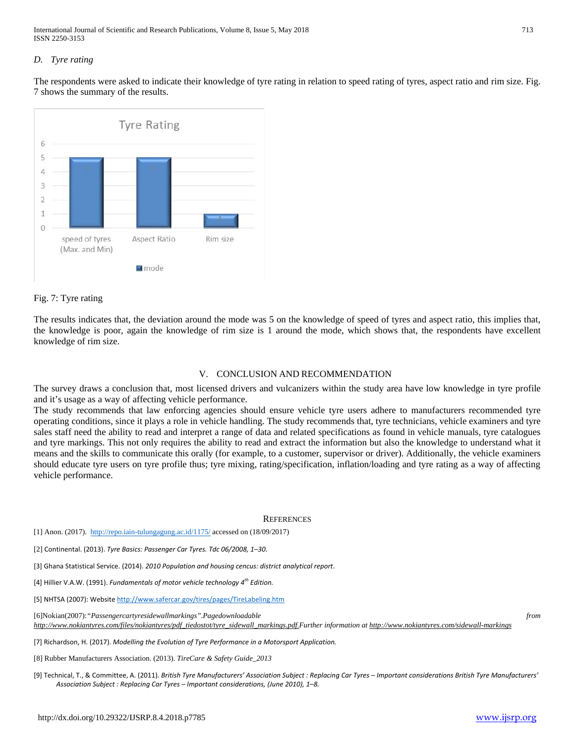### D. Tyre rating

The respondents were asked to indicate their knowledge of tyre rating in relation to speed rating of tyres, aspect ratio and rim size. Fig. 7 shows the summary of the results.

Fig. 7: Tyre rating

The results indicates that, the deviation around the mode was 5 on the knowledge of speed of tyres and aspect ratio, this implies that, the knowledge is poor, again the knowledge of rim size is 1 around the mode, which shows that, the respondents have excellent knowledge of rim size.

## V. CONCLUSION AND RECOMMENDATION

The survey draws a conclusion that, most licensed drivers and vulcanizers within the study area have low knowledge in tyre profile and it's usage as a way of affecting vehicle performance.

The study recommends that law enforcing agencies should ensure vehicle tyre users adhere to manufacturers recommended tyre operating conditions, since it plays a role in vehicle handling. The study recommends that, tyre technicians, vehicle examiners and tyre sales staff need the ability to read and interpret a range of data and related specifications as found in vehicle manuals, tyre catalogues and tyre markings. This not only requires the ability to read and extract the information but also the knowledge to understand what it means and the skills to communicate this orally (for example, to a customer, supervisor or driver). Additionally, the vehicle examiners should educate tyre users on tyre profile thus; tyre mixing, rating/specification, inflation/loading and tyre rating as a way of affecting vehicle performance.

## REFERENCES

[1] Anon. (2017). http://repo.iain-tulungagung.ac.id/1175/ accessed on (18/09/2017)

[2] Continental. (2013). *Tyre Basics: Passenger Car Tyres. Tdc 06/2008, 1–30.*

[3] Ghana Statistical Service. (2014). *2010 Population and housing cencus: district analytical report*.

[4] Hillier V.A.W. (1991). *Fundamentals of motor vehicle technology 4th Edition.*

[5] NHTSA (2007): Website http://www.safercar.gov/tires/pages/TireLabeling.htm

[6]Nokian(2007):*"Passengercartyresidewallmarkings".Pagedownloadable from http://www.nokiantyres.com/files/nokiantyres/pdf_tiedostot/tyre_sidewall_markings.pdf.Further information at http://www.nokiantyres.com/sidewall-markings*

[7] Richardson, H. (2017). *Modelling the Evolution of Tyre Performance in a Motorsport Application.*

[8] Rubber Manufacturers Association. (2013). *TireCare & Safety Guide_2013*

[9] Technical, T., & Committee, A. (2011). *British Tyre Manufacturers' Association Subject : Replacing Car Tyres – Important considerations British Tyre Manufacturers' Association Subject : Replacing Car Tyres – Important considerations, (June 2010), 1–8.*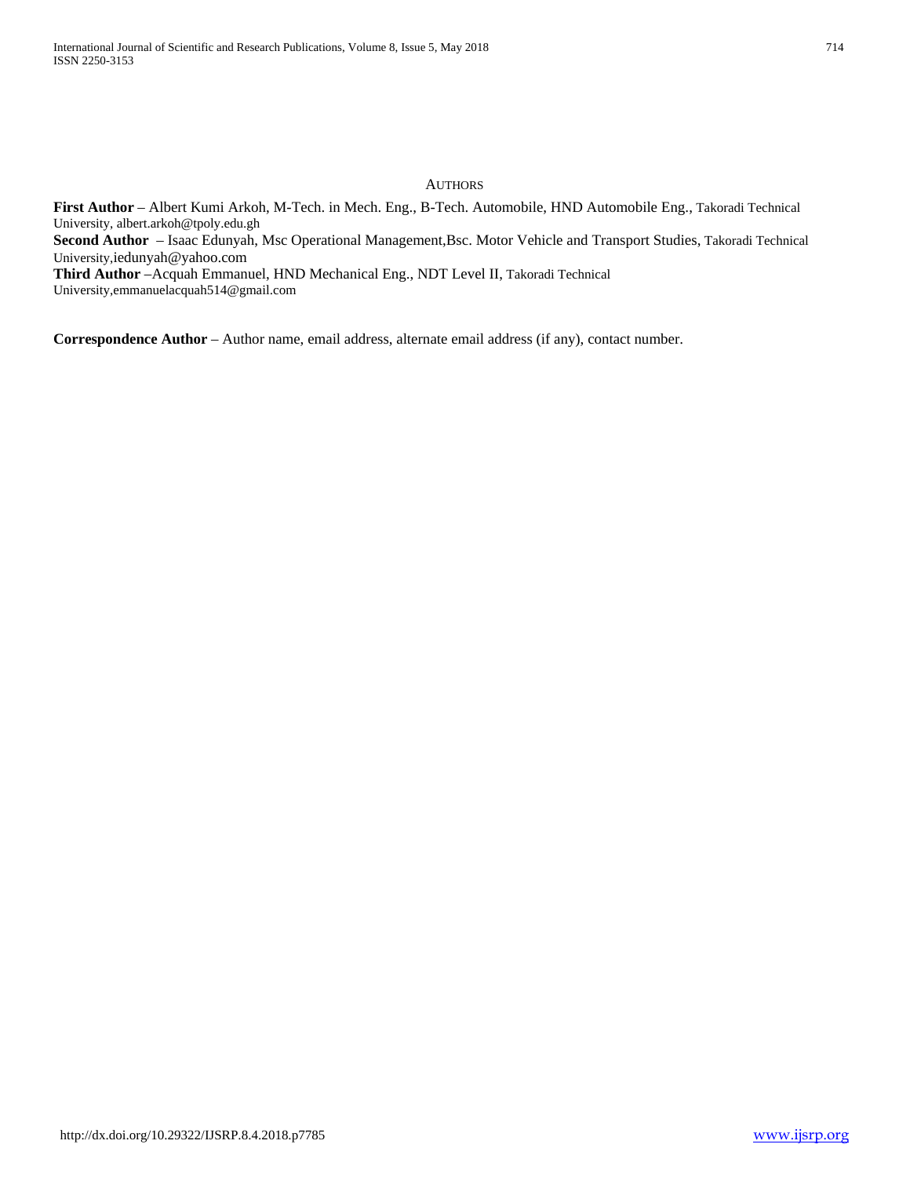## AUTHORS

**First Author** – Albert Kumi Arkoh, M-Tech. in Mech. Eng., B-Tech. Automobile, HND Automobile Eng., Takoradi Technical University, albert.arkoh@tpoly.edu.gh

**Second Author** – Isaac Edunyah, Msc Operational Management,Bsc. Motor Vehicle and Transport Studies, Takoradi Technical University,iedunyah@yahoo.com

**Third Author** –Acquah Emmanuel, HND Mechanical Eng., NDT Level II, Takoradi Technical University,emmanuelacquah514@gmail.com

**Correspondence Author** – Author name, email address, alternate email address (if any), contact number.

http://dx.doi.org/10.29322/IJSRP.8.4.2018.p7785